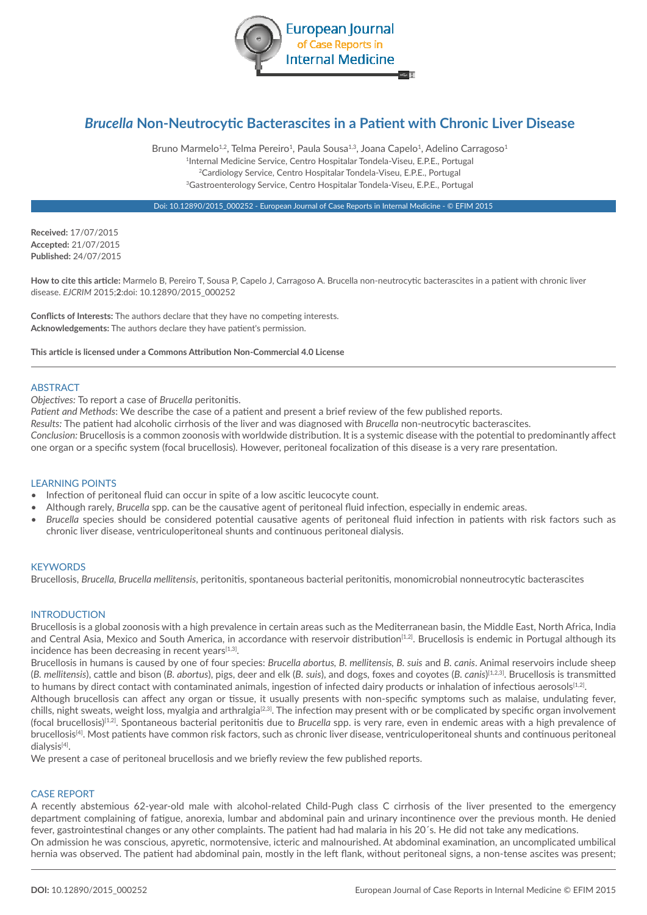# *Brucella* Non-Neutrocytic Bacterascites in a Patient with Chronic Liver Disease

Bruno Marmelo[1,2], Telma Pereiro[1], Paula Sousa[1,3], Joana Capelo[1], Adelino Carragoso[1]

[1]Internal Medicine Service, Centro Hospitalar Tondela-Viseu, E.P.E., Portugal
[2]Cardiology Service, Centro Hospitalar Tondela-Viseu, E.P.E., Portugal
[3]Gastroenterology Service, Centro Hospitalar Tondela-Viseu, E.P.E., Portugal

Doi: 10.12890/2015_000252 - European Journal of Case Reports in Internal Medicine - © EFIM 2015

**Received:** 17/07/2015
**Accepted:** 21/07/2015
**Published:** 24/07/2015

**How to cite this article:** Marmelo B, Pereiro T, Sousa P, Capelo J, Carragoso A. Brucella non-neutrocytic bacterascites in a patient with chronic liver disease. *EJCRIM* 2015;**2**:doi: 10.12890/2015_000252

**Conflicts of Interests:** The authors declare that they have no competing interests.
**Acknowledgements:** The authors declare they have patient's permission.

**This article is licensed under a Commons Attribution Non-Commercial 4.0 License**

---

## ABSTRACT

*Objectives:* To report a case of *Brucella* peritonitis.
*Patient and Methods*: We describe the case of a patient and present a brief review of the few published reports.
*Results:* The patient had alcoholic cirrhosis of the liver and was diagnosed with *Brucella* non-neutrocytic bacterascites.
*Conclusion:* Brucellosis is a common zoonosis with worldwide distribution. It is a systemic disease with the potential to predominantly affect one organ or a specific system (focal brucellosis). However, peritoneal focalization of this disease is a very rare presentation.

## LEARNING POINTS

- Infection of peritoneal fluid can occur in spite of a low ascitic leucocyte count.
- Although rarely, *Brucella* spp. can be the causative agent of peritoneal fluid infection, especially in endemic areas.
- *Brucella* species should be considered potential causative agents of peritoneal fluid infection in patients with risk factors such as chronic liver disease, ventriculoperitoneal shunts and continuous peritoneal dialysis.

## KEYWORDS

Brucellosis, *Brucella*, *Brucella mellitensis*, peritonitis, spontaneous bacterial peritonitis, monomicrobial nonneutrocytic bacterascites

## INTRODUCTION

Brucellosis is a global zoonosis with a high prevalence in certain areas such as the Mediterranean basin, the Middle East, North Africa, India and Central Asia, Mexico and South America, in accordance with reservoir distribution[1,2]. Brucellosis is endemic in Portugal although its incidence has been decreasing in recent years[1,3].

Brucellosis in humans is caused by one of four species: *Brucella abortus*, *B. mellitensis*, *B. suis* and *B. canis*. Animal reservoirs include sheep (*B. mellitensis*), cattle and bison (*B. abortus*), pigs, deer and elk (*B. suis*), and dogs, foxes and coyotes (*B. canis*)[1,2,3]. Brucellosis is transmitted to humans by direct contact with contaminated animals, ingestion of infected dairy products or inhalation of infectious aerosols[1,2].

Although brucellosis can affect any organ or tissue, it usually presents with non-specific symptoms such as malaise, undulating fever, chills, night sweats, weight loss, myalgia and arthralgia[2,3]. The infection may present with or be complicated by specific organ involvement (focal brucellosis)[1,2]. Spontaneous bacterial peritonitis due to *Brucella* spp. is very rare, even in endemic areas with a high prevalence of brucellosis[4]. Most patients have common risk factors, such as chronic liver disease, ventriculoperitoneal shunts and continuous peritoneal dialysis[4].

We present a case of peritoneal brucellosis and we briefly review the few published reports.

## CASE REPORT

A recently abstemious 62-year-old male with alcohol-related Child-Pugh class C cirrhosis of the liver presented to the emergency department complaining of fatigue, anorexia, lumbar and abdominal pain and urinary incontinence over the previous month. He denied fever, gastrointestinal changes or any other complaints. The patient had had malaria in his 20´s. He did not take any medications.

On admission he was conscious, apyretic, normotensive, icteric and malnourished. At abdominal examination, an uncomplicated umbilical hernia was observed. The patient had abdominal pain, mostly in the left flank, without peritoneal signs, a non-tense ascites was present;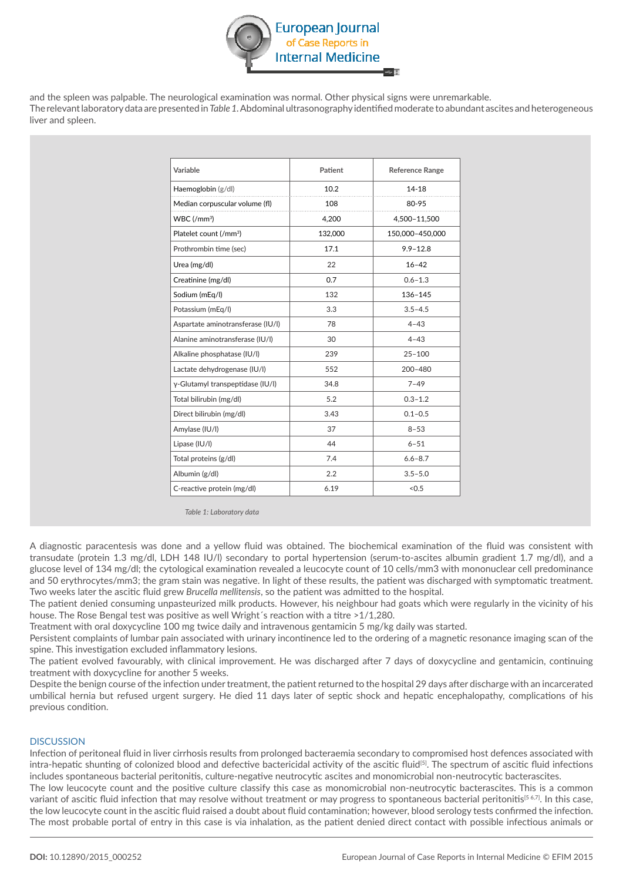and the spleen was palpable. The neurological examination was normal. Other physical signs were unremarkable.
The relevant laboratory data are presented in *Table 1*. Abdominal ultrasonography identified moderate to abundant ascites and heterogeneous liver and spleen.

| Variable | Patient | Reference Range |
|---|---|---|
| Haemoglobin (g/dl) | 10.2 | 14-18 |
| Median corpuscular volume (fl) | 108 | 80-95 |
| WBC (/mm$^3$) | 4,200 | 4,500–11,500 |
| Platelet count (/mm$^3$) | 132,000 | 150,000–450,000 |
| Prothrombin time (sec) | 17.1 | 9.9–12.8 |
| Urea (mg/dl) | 22 | 16–42 |
| Creatinine (mg/dl) | 0.7 | 0.6–1.3 |
| Sodium (mEq/l) | 132 | 136–145 |
| Potassium (mEq/l) | 3.3 | 3.5–4.5 |
| Aspartate aminotransferase (IU/l) | 78 | 4–43 |
| Alanine aminotransferase (IU/l) | 30 | 4–43 |
| Alkaline phosphatase (IU/l) | 239 | 25–100 |
| Lactate dehydrogenase (IU/l) | 552 | 200–480 |
| γ-Glutamyl transpeptidase (IU/l) | 34.8 | 7–49 |
| Total bilirubin (mg/dl) | 5.2 | 0.3–1.2 |
| Direct bilirubin (mg/dl) | 3.43 | 0.1–0.5 |
| Amylase (IU/l) | 37 | 8–53 |
| Lipase (IU/l) | 44 | 6–51 |
| Total proteins (g/dl) | 7.4 | 6.6–8.7 |
| Albumin (g/dl) | 2.2 | 3.5–5.0 |
| C-reactive protein (mg/dl) | 6.19 | <0.5 |

*Table 1: Laboratory data*

A diagnostic paracentesis was done and a yellow fluid was obtained. The biochemical examination of the fluid was consistent with transudate (protein 1.3 mg/dl, LDH 148 IU/l) secondary to portal hypertension (serum-to-ascites albumin gradient 1.7 mg/dl), and a glucose level of 134 mg/dl; the cytological examination revealed a leucocyte count of 10 cells/mm3 with mononuclear cell predominance and 50 erythrocytes/mm3; the gram stain was negative. In light of these results, the patient was discharged with symptomatic treatment. Two weeks later the ascitic fluid grew *Brucella mellitensis*, so the patient was admitted to the hospital.
The patient denied consuming unpasteurized milk products. However, his neighbour had goats which were regularly in the vicinity of his house. The Rose Bengal test was positive as well Wright´s reaction with a titre >1/1,280.
Treatment with oral doxycycline 100 mg twice daily and intravenous gentamicin 5 mg/kg daily was started.
Persistent complaints of lumbar pain associated with urinary incontinence led to the ordering of a magnetic resonance imaging scan of the spine. This investigation excluded inflammatory lesions.
The patient evolved favourably, with clinical improvement. He was discharged after 7 days of doxycycline and gentamicin, continuing treatment with doxycycline for another 5 weeks.
Despite the benign course of the infection under treatment, the patient returned to the hospital 29 days after discharge with an incarcerated umbilical hernia but refused urgent surgery. He died 11 days later of septic shock and hepatic encephalopathy, complications of his previous condition.

## DISCUSSION

Infection of peritoneal fluid in liver cirrhosis results from prolonged bacteraemia secondary to compromised host defences associated with intra-hepatic shunting of colonized blood and defective bactericidal activity of the ascitic fluid[5]. The spectrum of ascitic fluid infections includes spontaneous bacterial peritonitis, culture-negative neutrocytic ascites and monomicrobial non-neutrocytic bacterascites.
The low leucocyte count and the positive culture classify this case as monomicrobial non-neutrocytic bacterascites. This is a common variant of ascitic fluid infection that may resolve without treatment or may progress to spontaneous bacterial peritonitis[5 6,7]. In this case, the low leucocyte count in the ascitic fluid raised a doubt about fluid contamination; however, blood serology tests confirmed the infection. The most probable portal of entry in this case is via inhalation, as the patient denied direct contact with possible infectious animals or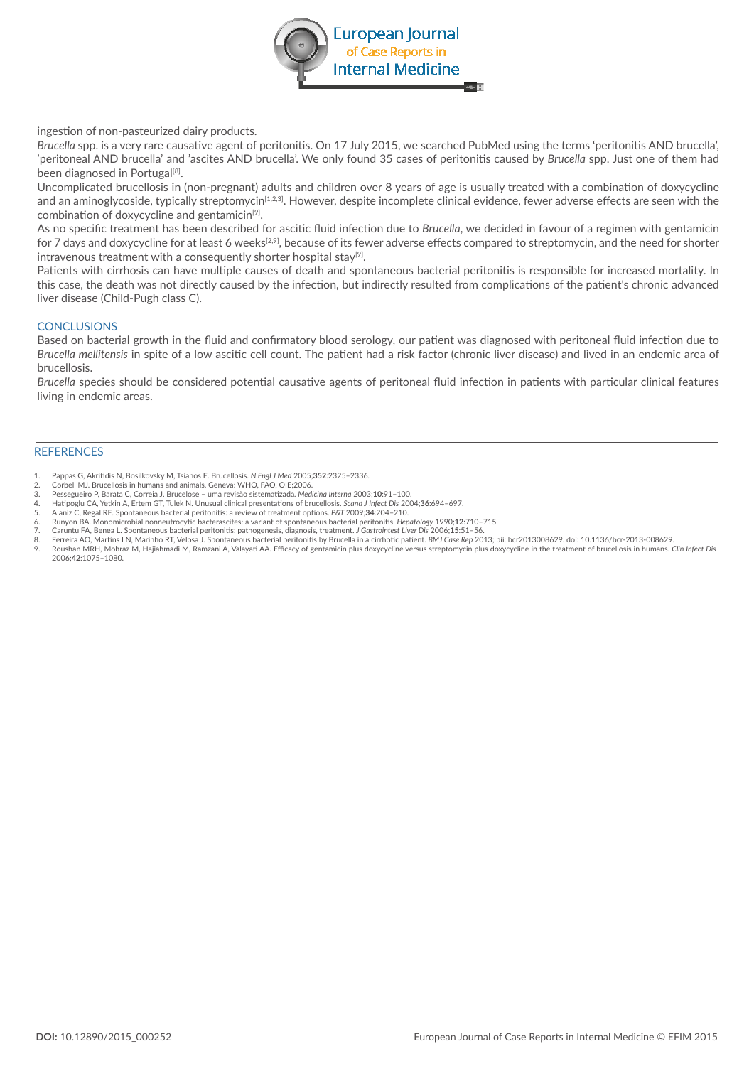ingestion of non-pasteurized dairy products.

*Brucella* spp. is a very rare causative agent of peritonitis. On 17 July 2015, we searched PubMed using the terms 'peritonitis AND brucella', 'peritoneal AND brucella' and 'ascites AND brucella'. We only found 35 cases of peritonitis caused by *Brucella* spp. Just one of them had been diagnosed in Portugal[8].

Uncomplicated brucellosis in (non-pregnant) adults and children over 8 years of age is usually treated with a combination of doxycycline and an aminoglycoside, typically streptomycin[1,2,3]. However, despite incomplete clinical evidence, fewer adverse effects are seen with the combination of doxycycline and gentamicin[9].

As no specific treatment has been described for ascitic fluid infection due to *Brucella*, we decided in favour of a regimen with gentamicin for 7 days and doxycycline for at least 6 weeks[2,9], because of its fewer adverse effects compared to streptomycin, and the need for shorter intravenous treatment with a consequently shorter hospital stay[9].

Patients with cirrhosis can have multiple causes of death and spontaneous bacterial peritonitis is responsible for increased mortality. In this case, the death was not directly caused by the infection, but indirectly resulted from complications of the patient's chronic advanced liver disease (Child-Pugh class C).

## CONCLUSIONS

Based on bacterial growth in the fluid and confirmatory blood serology, our patient was diagnosed with peritoneal fluid infection due to *Brucella mellitensis* in spite of a low ascitic cell count. The patient had a risk factor (chronic liver disease) and lived in an endemic area of brucellosis.

*Brucella* species should be considered potential causative agents of peritoneal fluid infection in patients with particular clinical features living in endemic areas.

## REFERENCES

1. Pappas G, Akritidis N, Bosilkovsky M, Tsianos E. Brucellosis. *N Engl J Med* 2005;**352**:2325–2336.
2. Corbell MJ. Brucellosis in humans and animals. Geneva: WHO, FAO, OIE;2006.
3. Pessegueiro P, Barata C, Correia J. Brucelose – uma revisão sistematizada. *Medicina Interna* 2003;**10**:91–100.
4. Hatipoglu CA, Yetkin A, Ertem GT, Tulek N. Unusual clinical presentations of brucellosis. *Scand J Infect Dis* 2004;**36**:694–697.
5. Alaniz C, Regal RE. Spontaneous bacterial peritonitis: a review of treatment options. *P&T* 2009;**34**:204–210.
6. Runyon BA. Monomicrobial nonneutrocytic bacterascites: a variant of spontaneous bacterial peritonitis. *Hepatology* 1990;**12**:710–715.
7. Caruntu FA, Benea L. Spontaneous bacterial peritonitis: pathogenesis, diagnosis, treatment. *J Gastrointest Liver Dis* 2006;**15**:51–56.
8. Ferreira AO, Martins LN, Marinho RT, Velosa J. Spontaneous bacterial peritonitis by Brucella in a cirrhotic patient. *BMJ Case Rep* 2013; pii: bcr2013008629. doi: 10.1136/bcr-2013-008629.
9. Roushan MRH, Mohraz M, Hajiahmadi M, Ramzani A, Valayati AA. Efficacy of gentamicin plus doxycycline versus streptomycin plus doxycycline in the treatment of brucellosis in humans. *Clin Infect Dis* 2006;**42**:1075–1080.